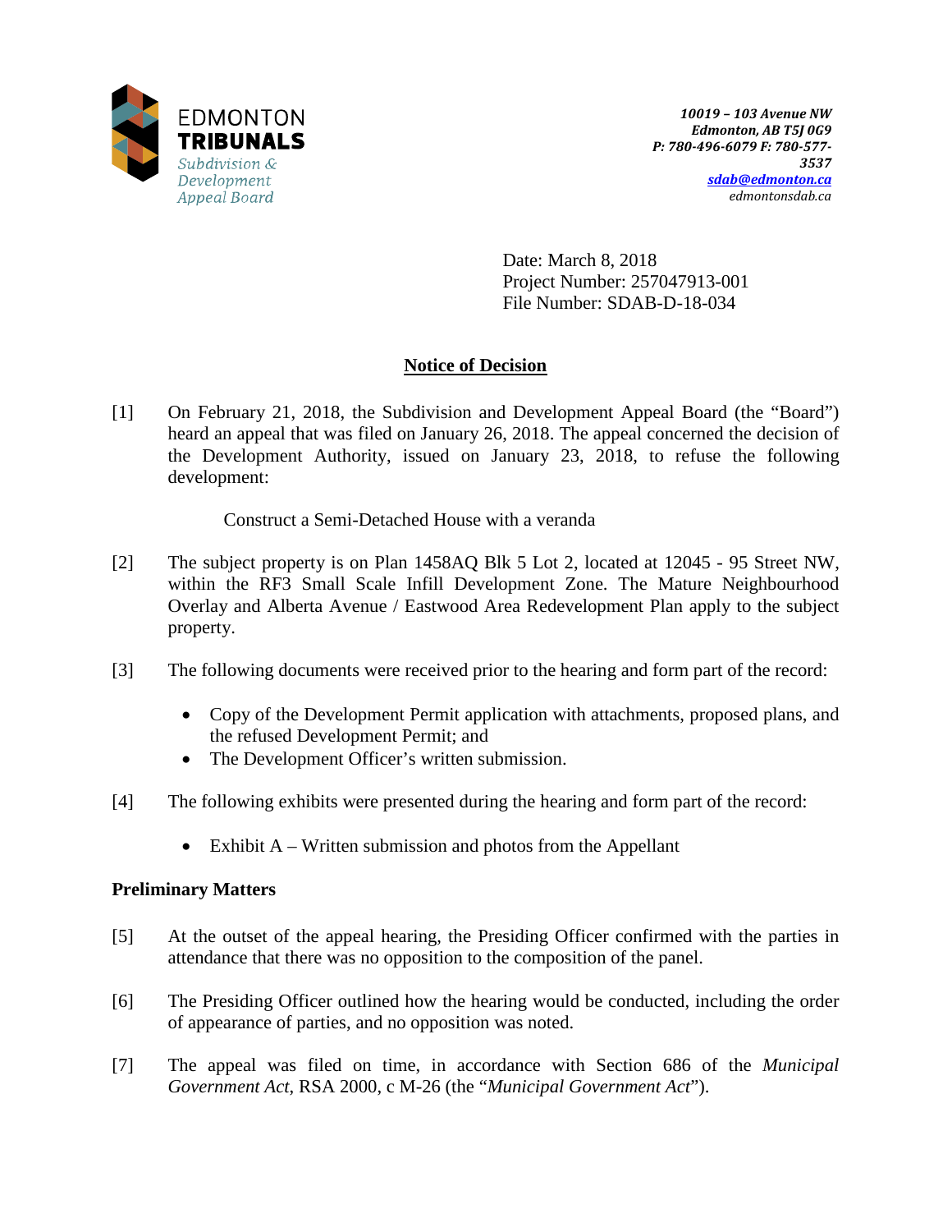EDMONTON
**TRIBUNALS**
*Subdivision & Development Appeal Board*

***10019 – 103 Avenue NW***
***Edmonton, AB T5J 0G9***
***P: 780-496-6079 F: 780-577-3537***
***sdab@edmonton.ca***
*edmontonsdab.ca*

Date: March 8, 2018
Project Number: 257047913-001
File Number: SDAB-D-18-034

## Notice of Decision

[1] On February 21, 2018, the Subdivision and Development Appeal Board (the "Board") heard an appeal that was filed on January 26, 2018. The appeal concerned the decision of the Development Authority, issued on January 23, 2018, to refuse the following development:

Construct a Semi-Detached House with a veranda

[2] The subject property is on Plan 1458AQ Blk 5 Lot 2, located at 12045 - 95 Street NW, within the RF3 Small Scale Infill Development Zone. The Mature Neighbourhood Overlay and Alberta Avenue / Eastwood Area Redevelopment Plan apply to the subject property.

[3] The following documents were received prior to the hearing and form part of the record:

- Copy of the Development Permit application with attachments, proposed plans, and the refused Development Permit; and
- The Development Officer's written submission.

[4] The following exhibits were presented during the hearing and form part of the record:

- Exhibit A – Written submission and photos from the Appellant

### Preliminary Matters

[5] At the outset of the appeal hearing, the Presiding Officer confirmed with the parties in attendance that there was no opposition to the composition of the panel.

[6] The Presiding Officer outlined how the hearing would be conducted, including the order of appearance of parties, and no opposition was noted.

[7] The appeal was filed on time, in accordance with Section 686 of the *Municipal Government Act*, RSA 2000, c M-26 (the "*Municipal Government Act*").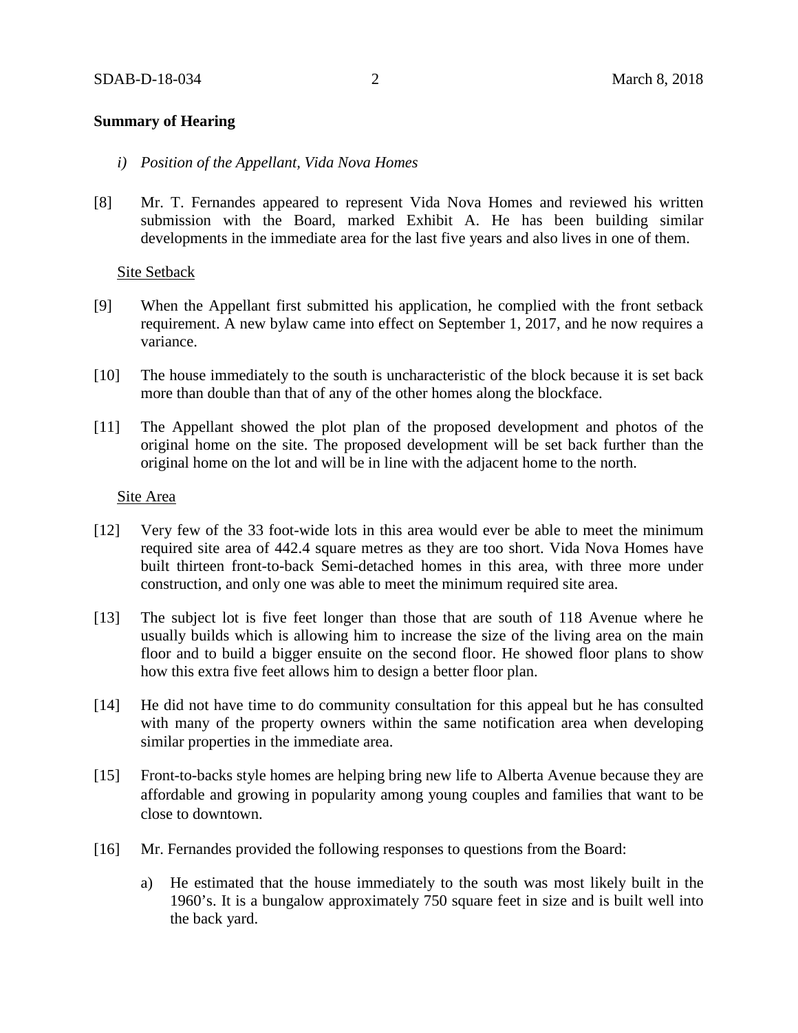**Summary of Hearing**

*i) Position of the Appellant, Vida Nova Homes*

[8] Mr. T. Fernandes appeared to represent Vida Nova Homes and reviewed his written submission with the Board, marked Exhibit A. He has been building similar developments in the immediate area for the last five years and also lives in one of them.

Site Setback

[9] When the Appellant first submitted his application, he complied with the front setback requirement. A new bylaw came into effect on September 1, 2017, and he now requires a variance.

[10] The house immediately to the south is uncharacteristic of the block because it is set back more than double than that of any of the other homes along the blockface.

[11] The Appellant showed the plot plan of the proposed development and photos of the original home on the site. The proposed development will be set back further than the original home on the lot and will be in line with the adjacent home to the north.

Site Area

[12] Very few of the 33 foot-wide lots in this area would ever be able to meet the minimum required site area of 442.4 square metres as they are too short. Vida Nova Homes have built thirteen front-to-back Semi-detached homes in this area, with three more under construction, and only one was able to meet the minimum required site area.

[13] The subject lot is five feet longer than those that are south of 118 Avenue where he usually builds which is allowing him to increase the size of the living area on the main floor and to build a bigger ensuite on the second floor. He showed floor plans to show how this extra five feet allows him to design a better floor plan.

[14] He did not have time to do community consultation for this appeal but he has consulted with many of the property owners within the same notification area when developing similar properties in the immediate area.

[15] Front-to-backs style homes are helping bring new life to Alberta Avenue because they are affordable and growing in popularity among young couples and families that want to be close to downtown.

[16] Mr. Fernandes provided the following responses to questions from the Board:

a) He estimated that the house immediately to the south was most likely built in the 1960's. It is a bungalow approximately 750 square feet in size and is built well into the back yard.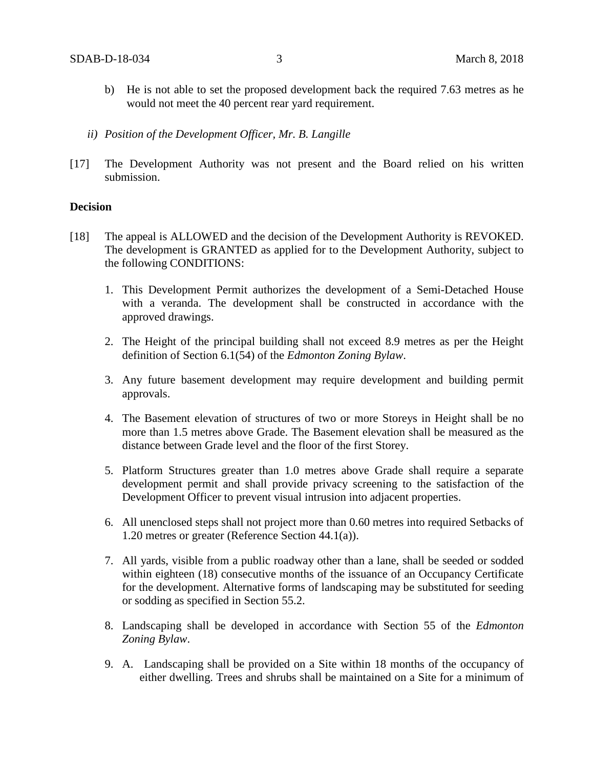b) He is not able to set the proposed development back the required 7.63 metres as he would not meet the 40 percent rear yard requirement.

*ii) Position of the Development Officer, Mr. B. Langille*

[17] The Development Authority was not present and the Board relied on his written submission.

**Decision**

[18] The appeal is ALLOWED and the decision of the Development Authority is REVOKED. The development is GRANTED as applied for to the Development Authority, subject to the following CONDITIONS:

1. This Development Permit authorizes the development of a Semi-Detached House with a veranda. The development shall be constructed in accordance with the approved drawings.
2. The Height of the principal building shall not exceed 8.9 metres as per the Height definition of Section 6.1(54) of the *Edmonton Zoning Bylaw*.
3. Any future basement development may require development and building permit approvals.
4. The Basement elevation of structures of two or more Storeys in Height shall be no more than 1.5 metres above Grade. The Basement elevation shall be measured as the distance between Grade level and the floor of the first Storey.
5. Platform Structures greater than 1.0 metres above Grade shall require a separate development permit and shall provide privacy screening to the satisfaction of the Development Officer to prevent visual intrusion into adjacent properties.
6. All unenclosed steps shall not project more than 0.60 metres into required Setbacks of 1.20 metres or greater (Reference Section 44.1(a)).
7. All yards, visible from a public roadway other than a lane, shall be seeded or sodded within eighteen (18) consecutive months of the issuance of an Occupancy Certificate for the development. Alternative forms of landscaping may be substituted for seeding or sodding as specified in Section 55.2.
8. Landscaping shall be developed in accordance with Section 55 of the *Edmonton Zoning Bylaw*.
9. A. Landscaping shall be provided on a Site within 18 months of the occupancy of either dwelling. Trees and shrubs shall be maintained on a Site for a minimum of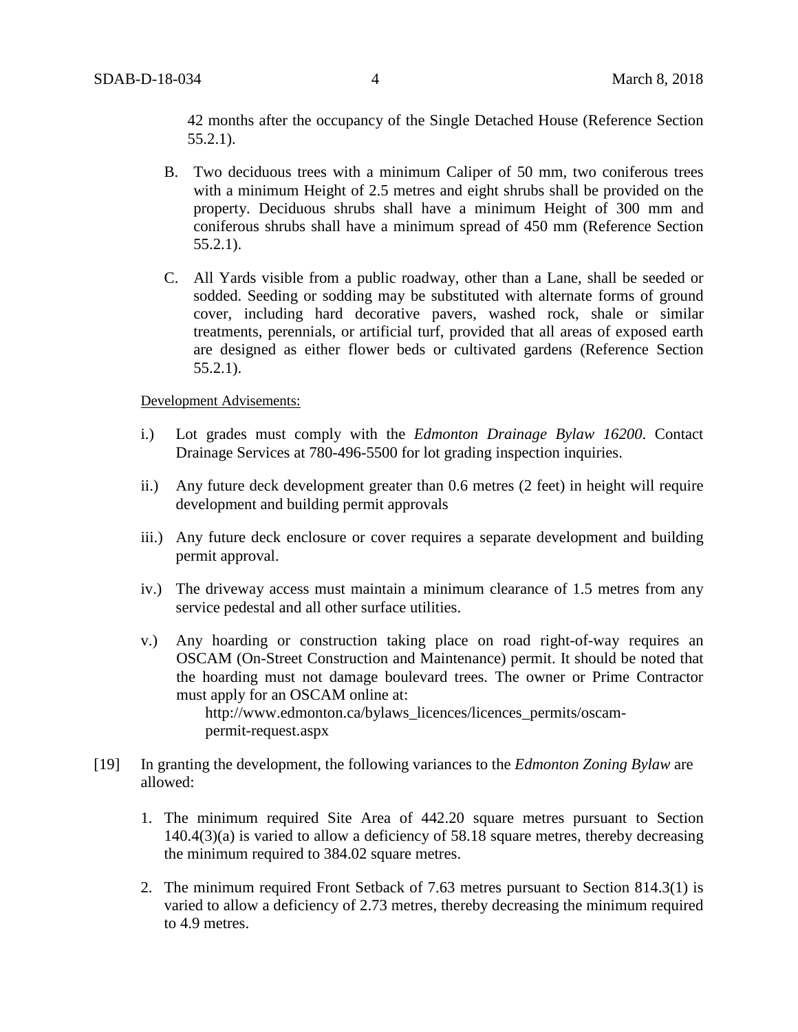42 months after the occupancy of the Single Detached House (Reference Section 55.2.1).

B. Two deciduous trees with a minimum Caliper of 50 mm, two coniferous trees with a minimum Height of 2.5 metres and eight shrubs shall be provided on the property. Deciduous shrubs shall have a minimum Height of 300 mm and coniferous shrubs shall have a minimum spread of 450 mm (Reference Section 55.2.1).

C. All Yards visible from a public roadway, other than a Lane, shall be seeded or sodded. Seeding or sodding may be substituted with alternate forms of ground cover, including hard decorative pavers, washed rock, shale or similar treatments, perennials, or artificial turf, provided that all areas of exposed earth are designed as either flower beds or cultivated gardens (Reference Section 55.2.1).

<u>Development Advisements:</u>

i.) Lot grades must comply with the *Edmonton Drainage Bylaw 16200*. Contact Drainage Services at 780-496-5500 for lot grading inspection inquiries.

ii.) Any future deck development greater than 0.6 metres (2 feet) in height will require development and building permit approvals

iii.) Any future deck enclosure or cover requires a separate development and building permit approval.

iv.) The driveway access must maintain a minimum clearance of 1.5 metres from any service pedestal and all other surface utilities.

v.) Any hoarding or construction taking place on road right-of-way requires an OSCAM (On-Street Construction and Maintenance) permit. It should be noted that the hoarding must not damage boulevard trees. The owner or Prime Contractor must apply for an OSCAM online at:
http://www.edmonton.ca/bylaws_licences/licences_permits/oscam-permit-request.aspx

[19] In granting the development, the following variances to the *Edmonton Zoning Bylaw* are allowed:

1. The minimum required Site Area of 442.20 square metres pursuant to Section 140.4(3)(a) is varied to allow a deficiency of 58.18 square metres, thereby decreasing the minimum required to 384.02 square metres.

2. The minimum required Front Setback of 7.63 metres pursuant to Section 814.3(1) is varied to allow a deficiency of 2.73 metres, thereby decreasing the minimum required to 4.9 metres.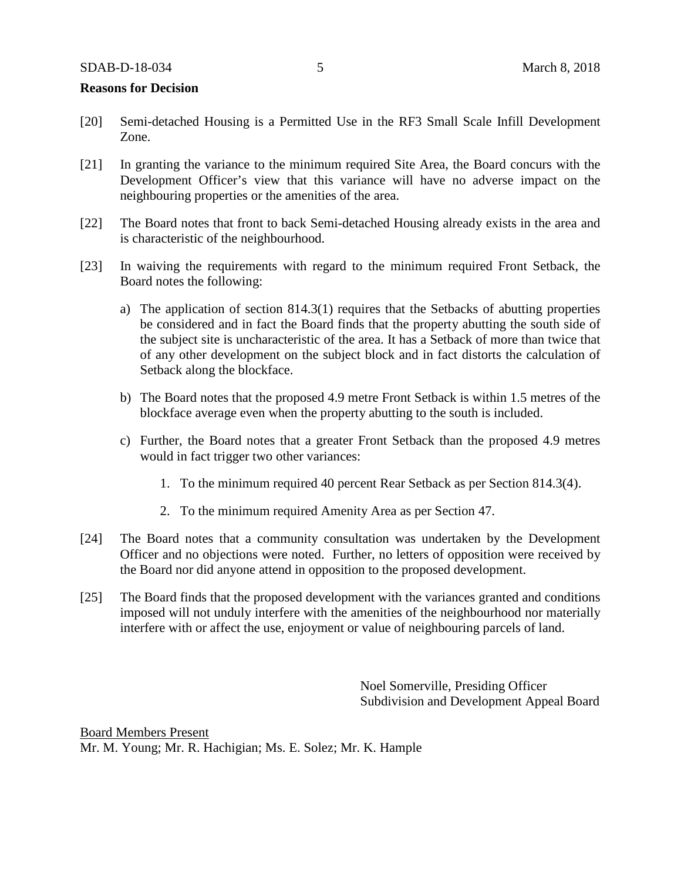**Reasons for Decision**

[20] Semi-detached Housing is a Permitted Use in the RF3 Small Scale Infill Development Zone.

[21] In granting the variance to the minimum required Site Area, the Board concurs with the Development Officer's view that this variance will have no adverse impact on the neighbouring properties or the amenities of the area.

[22] The Board notes that front to back Semi-detached Housing already exists in the area and is characteristic of the neighbourhood.

[23] In waiving the requirements with regard to the minimum required Front Setback, the Board notes the following:

a) The application of section 814.3(1) requires that the Setbacks of abutting properties be considered and in fact the Board finds that the property abutting the south side of the subject site is uncharacteristic of the area. It has a Setback of more than twice that of any other development on the subject block and in fact distorts the calculation of Setback along the blockface.

b) The Board notes that the proposed 4.9 metre Front Setback is within 1.5 metres of the blockface average even when the property abutting to the south is included.

c) Further, the Board notes that a greater Front Setback than the proposed 4.9 metres would in fact trigger two other variances:

1. To the minimum required 40 percent Rear Setback as per Section 814.3(4).

2. To the minimum required Amenity Area as per Section 47.

[24] The Board notes that a community consultation was undertaken by the Development Officer and no objections were noted. Further, no letters of opposition were received by the Board nor did anyone attend in opposition to the proposed development.

[25] The Board finds that the proposed development with the variances granted and conditions imposed will not unduly interfere with the amenities of the neighbourhood nor materially interfere with or affect the use, enjoyment or value of neighbouring parcels of land.

Noel Somerville, Presiding Officer
Subdivision and Development Appeal Board

Board Members Present
Mr. M. Young; Mr. R. Hachigian; Ms. E. Solez; Mr. K. Hample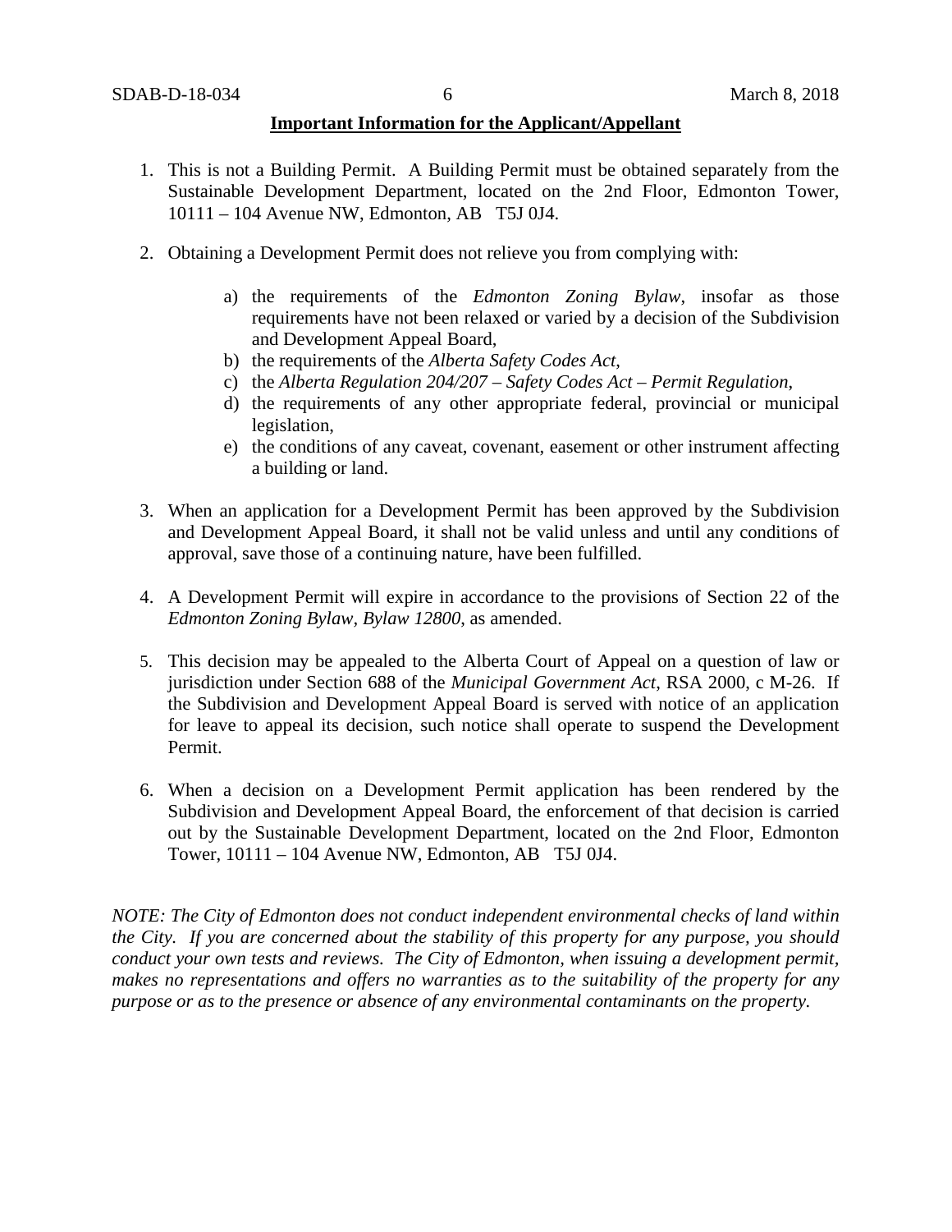**Important Information for the Applicant/Appellant**

1. This is not a Building Permit. A Building Permit must be obtained separately from the Sustainable Development Department, located on the 2nd Floor, Edmonton Tower, 10111 – 104 Avenue NW, Edmonton, AB T5J 0J4.

2. Obtaining a Development Permit does not relieve you from complying with:

   a) the requirements of the *Edmonton Zoning Bylaw*, insofar as those requirements have not been relaxed or varied by a decision of the Subdivision and Development Appeal Board,
   b) the requirements of the *Alberta Safety Codes Act*,
   c) the *Alberta Regulation 204/207 – Safety Codes Act – Permit Regulation*,
   d) the requirements of any other appropriate federal, provincial or municipal legislation,
   e) the conditions of any caveat, covenant, easement or other instrument affecting a building or land.

3. When an application for a Development Permit has been approved by the Subdivision and Development Appeal Board, it shall not be valid unless and until any conditions of approval, save those of a continuing nature, have been fulfilled.

4. A Development Permit will expire in accordance to the provisions of Section 22 of the *Edmonton Zoning Bylaw, Bylaw 12800*, as amended.

5. This decision may be appealed to the Alberta Court of Appeal on a question of law or jurisdiction under Section 688 of the *Municipal Government Act*, RSA 2000, c M-26. If the Subdivision and Development Appeal Board is served with notice of an application for leave to appeal its decision, such notice shall operate to suspend the Development Permit.

6. When a decision on a Development Permit application has been rendered by the Subdivision and Development Appeal Board, the enforcement of that decision is carried out by the Sustainable Development Department, located on the 2nd Floor, Edmonton Tower, 10111 – 104 Avenue NW, Edmonton, AB T5J 0J4.

*NOTE: The City of Edmonton does not conduct independent environmental checks of land within the City. If you are concerned about the stability of this property for any purpose, you should conduct your own tests and reviews. The City of Edmonton, when issuing a development permit, makes no representations and offers no warranties as to the suitability of the property for any purpose or as to the presence or absence of any environmental contaminants on the property.*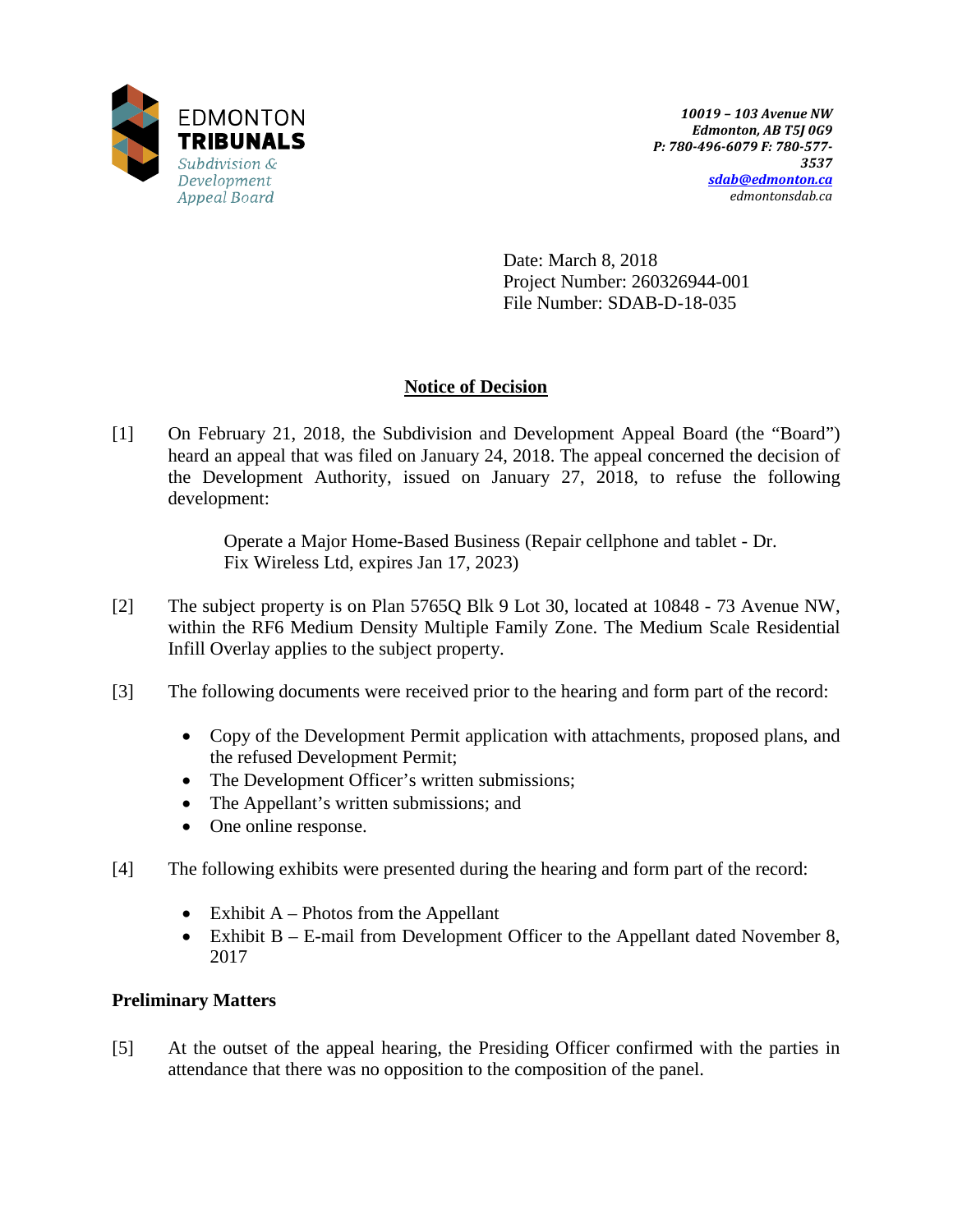EDMONTON
**TRIBUNALS**
*Subdivision & Development Appeal Board*

*10019 – 103 Avenue NW*
*Edmonton, AB T5J 0G9*
*P: 780-496-6079 F: 780-577-3537*
*sdab@edmonton.ca*
*edmontonsdab.ca*

Date: March 8, 2018
Project Number: 260326944-001
File Number: SDAB-D-18-035

## Notice of Decision

[1] On February 21, 2018, the Subdivision and Development Appeal Board (the "Board") heard an appeal that was filed on January 24, 2018. The appeal concerned the decision of the Development Authority, issued on January 27, 2018, to refuse the following development:

> Operate a Major Home-Based Business (Repair cellphone and tablet - Dr. Fix Wireless Ltd, expires Jan 17, 2023)

[2] The subject property is on Plan 5765Q Blk 9 Lot 30, located at 10848 - 73 Avenue NW, within the RF6 Medium Density Multiple Family Zone. The Medium Scale Residential Infill Overlay applies to the subject property.

[3] The following documents were received prior to the hearing and form part of the record:

- Copy of the Development Permit application with attachments, proposed plans, and the refused Development Permit;
- The Development Officer's written submissions;
- The Appellant's written submissions; and
- One online response.

[4] The following exhibits were presented during the hearing and form part of the record:

- Exhibit A – Photos from the Appellant
- Exhibit B – E-mail from Development Officer to the Appellant dated November 8, 2017

### Preliminary Matters

[5] At the outset of the appeal hearing, the Presiding Officer confirmed with the parties in attendance that there was no opposition to the composition of the panel.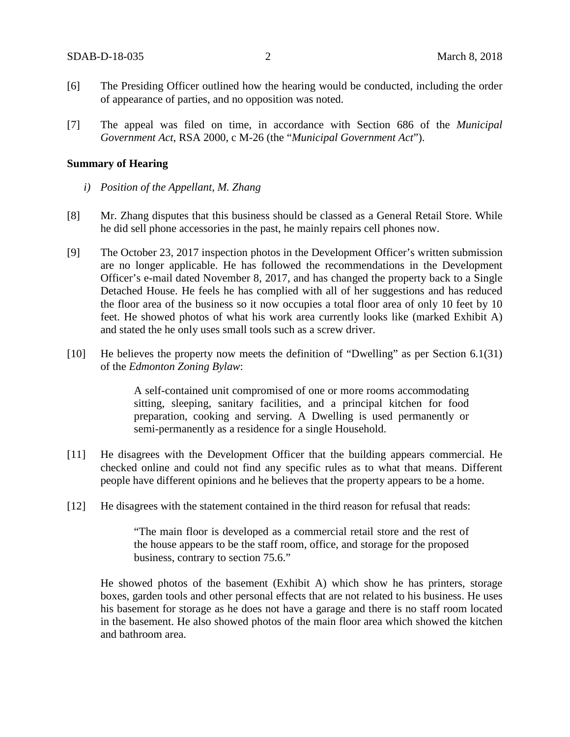[6] The Presiding Officer outlined how the hearing would be conducted, including the order of appearance of parties, and no opposition was noted.

[7] The appeal was filed on time, in accordance with Section 686 of the *Municipal Government Act*, RSA 2000, c M-26 (the "*Municipal Government Act*").

**Summary of Hearing**

*i) Position of the Appellant, M. Zhang*

[8] Mr. Zhang disputes that this business should be classed as a General Retail Store. While he did sell phone accessories in the past, he mainly repairs cell phones now.

[9] The October 23, 2017 inspection photos in the Development Officer's written submission are no longer applicable. He has followed the recommendations in the Development Officer's e-mail dated November 8, 2017, and has changed the property back to a Single Detached House. He feels he has complied with all of her suggestions and has reduced the floor area of the business so it now occupies a total floor area of only 10 feet by 10 feet. He showed photos of what his work area currently looks like (marked Exhibit A) and stated the he only uses small tools such as a screw driver.

[10] He believes the property now meets the definition of "Dwelling" as per Section 6.1(31) of the *Edmonton Zoning Bylaw*:

> A self-contained unit compromised of one or more rooms accommodating sitting, sleeping, sanitary facilities, and a principal kitchen for food preparation, cooking and serving. A Dwelling is used permanently or semi-permanently as a residence for a single Household.

[11] He disagrees with the Development Officer that the building appears commercial. He checked online and could not find any specific rules as to what that means. Different people have different opinions and he believes that the property appears to be a home.

[12] He disagrees with the statement contained in the third reason for refusal that reads:

> "The main floor is developed as a commercial retail store and the rest of the house appears to be the staff room, office, and storage for the proposed business, contrary to section 75.6."

He showed photos of the basement (Exhibit A) which show he has printers, storage boxes, garden tools and other personal effects that are not related to his business. He uses his basement for storage as he does not have a garage and there is no staff room located in the basement. He also showed photos of the main floor area which showed the kitchen and bathroom area.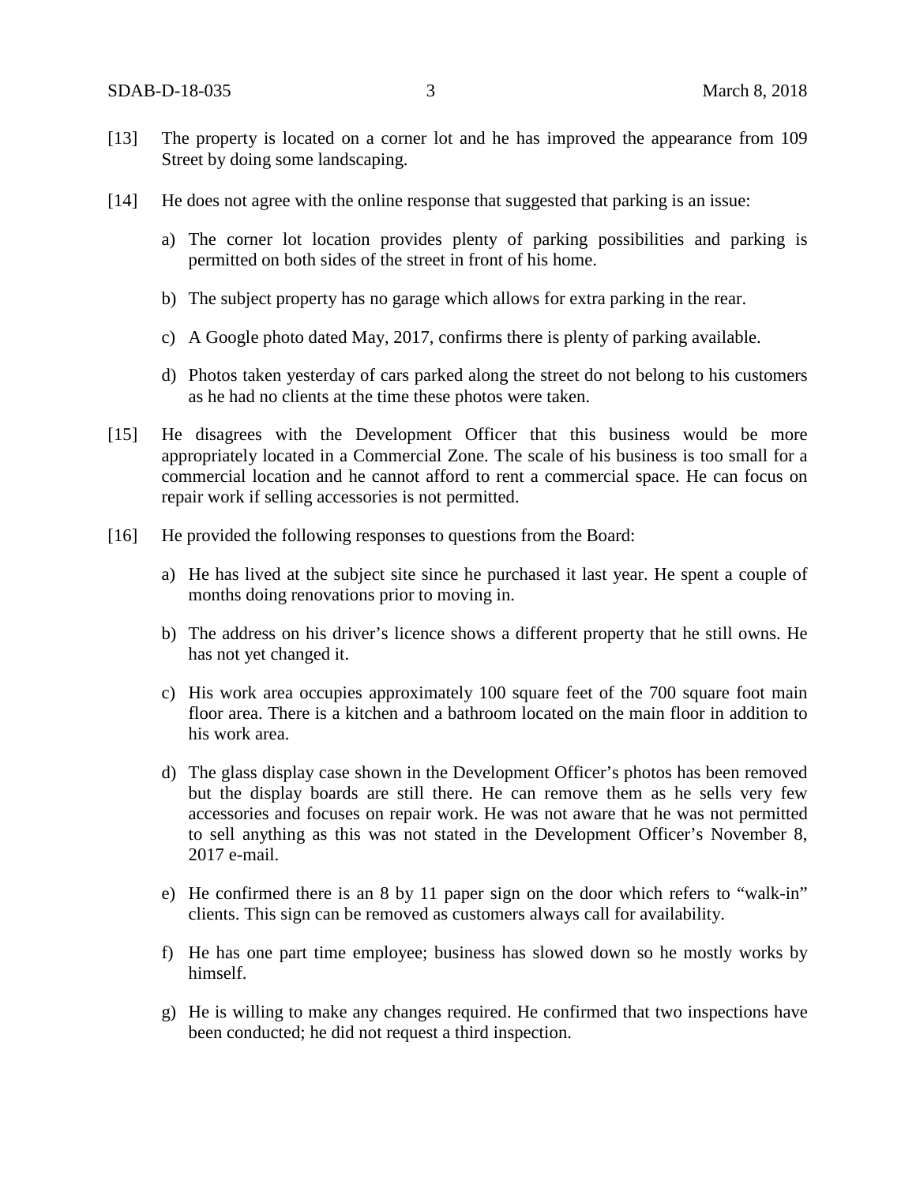[13] The property is located on a corner lot and he has improved the appearance from 109 Street by doing some landscaping.

[14] He does not agree with the online response that suggested that parking is an issue:

a) The corner lot location provides plenty of parking possibilities and parking is permitted on both sides of the street in front of his home.

b) The subject property has no garage which allows for extra parking in the rear.

c) A Google photo dated May, 2017, confirms there is plenty of parking available.

d) Photos taken yesterday of cars parked along the street do not belong to his customers as he had no clients at the time these photos were taken.

[15] He disagrees with the Development Officer that this business would be more appropriately located in a Commercial Zone. The scale of his business is too small for a commercial location and he cannot afford to rent a commercial space. He can focus on repair work if selling accessories is not permitted.

[16] He provided the following responses to questions from the Board:

a) He has lived at the subject site since he purchased it last year. He spent a couple of months doing renovations prior to moving in.

b) The address on his driver's licence shows a different property that he still owns. He has not yet changed it.

c) His work area occupies approximately 100 square feet of the 700 square foot main floor area. There is a kitchen and a bathroom located on the main floor in addition to his work area.

d) The glass display case shown in the Development Officer's photos has been removed but the display boards are still there. He can remove them as he sells very few accessories and focuses on repair work. He was not aware that he was not permitted to sell anything as this was not stated in the Development Officer's November 8, 2017 e-mail.

e) He confirmed there is an 8 by 11 paper sign on the door which refers to "walk-in" clients. This sign can be removed as customers always call for availability.

f) He has one part time employee; business has slowed down so he mostly works by himself.

g) He is willing to make any changes required. He confirmed that two inspections have been conducted; he did not request a third inspection.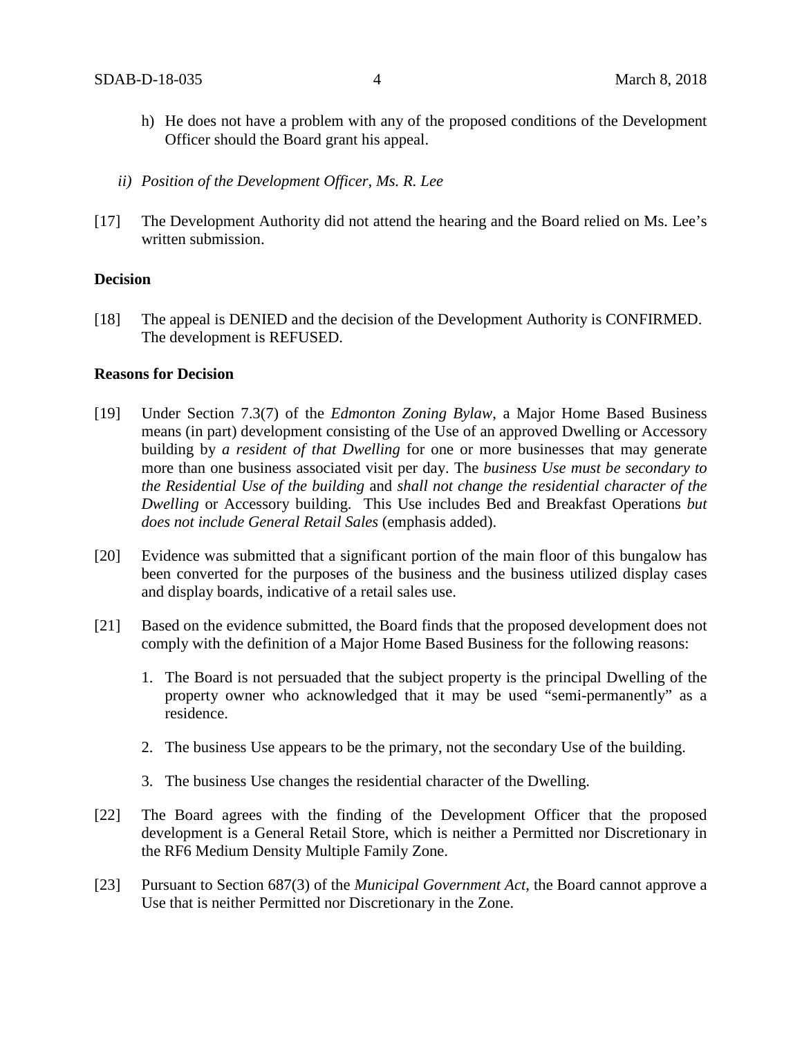h) He does not have a problem with any of the proposed conditions of the Development Officer should the Board grant his appeal.

*ii) Position of the Development Officer, Ms. R. Lee*

[17] The Development Authority did not attend the hearing and the Board relied on Ms. Lee's written submission.

**Decision**

[18] The appeal is DENIED and the decision of the Development Authority is CONFIRMED. The development is REFUSED.

**Reasons for Decision**

[19] Under Section 7.3(7) of the *Edmonton Zoning Bylaw*, a Major Home Based Business means (in part) development consisting of the Use of an approved Dwelling or Accessory building by *a resident of that Dwelling* for one or more businesses that may generate more than one business associated visit per day. The *business Use must be secondary to the Residential Use of the building* and *shall not change the residential character of the Dwelling* or Accessory building. This Use includes Bed and Breakfast Operations *but does not include General Retail Sales* (emphasis added).

[20] Evidence was submitted that a significant portion of the main floor of this bungalow has been converted for the purposes of the business and the business utilized display cases and display boards, indicative of a retail sales use.

[21] Based on the evidence submitted, the Board finds that the proposed development does not comply with the definition of a Major Home Based Business for the following reasons:

1. The Board is not persuaded that the subject property is the principal Dwelling of the property owner who acknowledged that it may be used "semi-permanently" as a residence.

2. The business Use appears to be the primary, not the secondary Use of the building.

3. The business Use changes the residential character of the Dwelling.

[22] The Board agrees with the finding of the Development Officer that the proposed development is a General Retail Store, which is neither a Permitted nor Discretionary in the RF6 Medium Density Multiple Family Zone.

[23] Pursuant to Section 687(3) of the *Municipal Government Act*, the Board cannot approve a Use that is neither Permitted nor Discretionary in the Zone.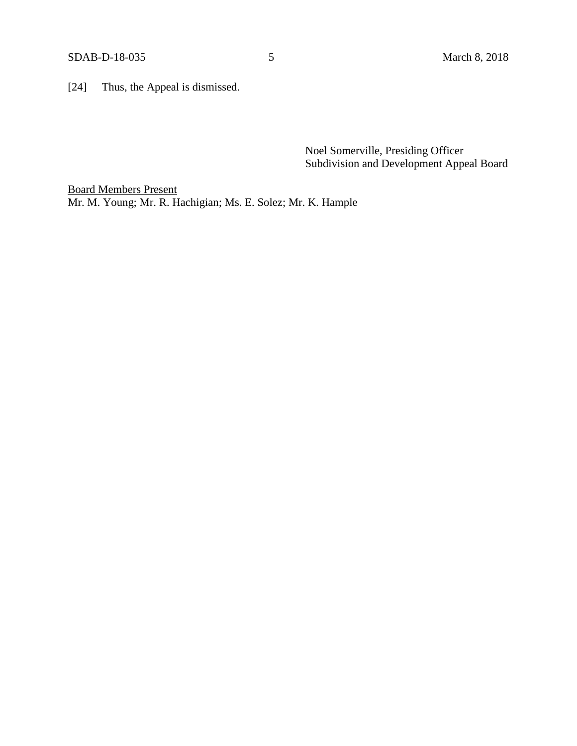[24] Thus, the Appeal is dismissed.

Noel Somerville, Presiding Officer
Subdivision and Development Appeal Board

Board Members Present
Mr. M. Young; Mr. R. Hachigian; Ms. E. Solez; Mr. K. Hample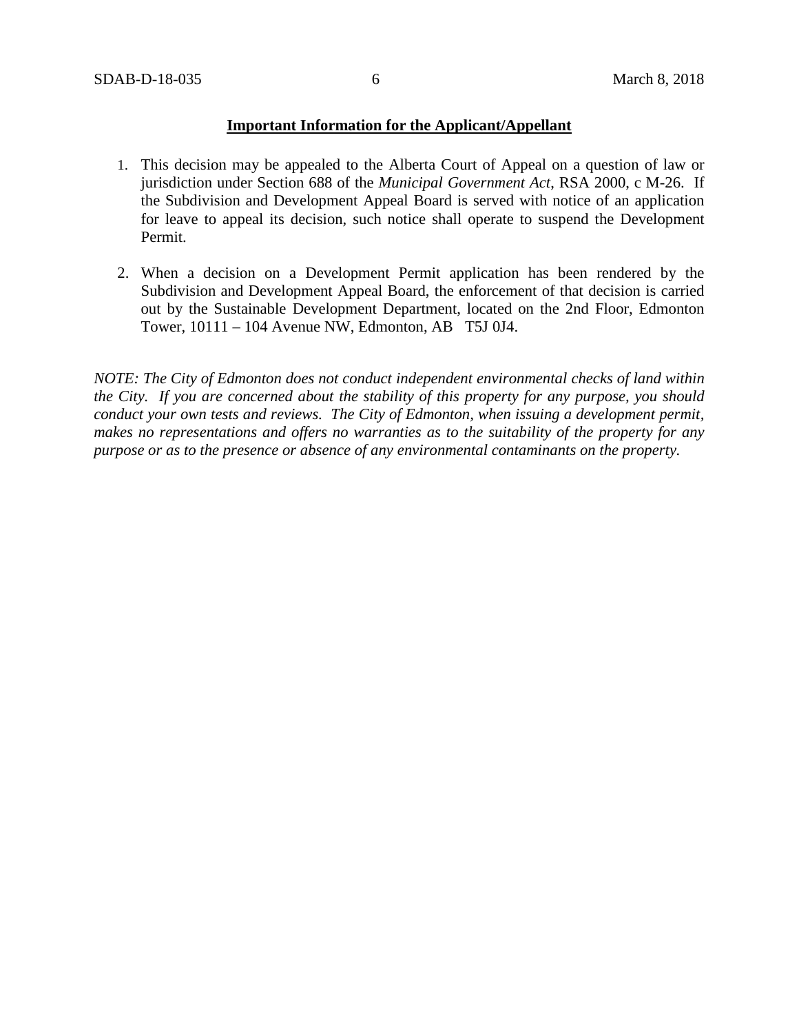**Important Information for the Applicant/Appellant**

1. This decision may be appealed to the Alberta Court of Appeal on a question of law or jurisdiction under Section 688 of the *Municipal Government Act*, RSA 2000, c M-26. If the Subdivision and Development Appeal Board is served with notice of an application for leave to appeal its decision, such notice shall operate to suspend the Development Permit.

2. When a decision on a Development Permit application has been rendered by the Subdivision and Development Appeal Board, the enforcement of that decision is carried out by the Sustainable Development Department, located on the 2nd Floor, Edmonton Tower, 10111 – 104 Avenue NW, Edmonton, AB T5J 0J4.

*NOTE: The City of Edmonton does not conduct independent environmental checks of land within the City. If you are concerned about the stability of this property for any purpose, you should conduct your own tests and reviews. The City of Edmonton, when issuing a development permit, makes no representations and offers no warranties as to the suitability of the property for any purpose or as to the presence or absence of any environmental contaminants on the property.*